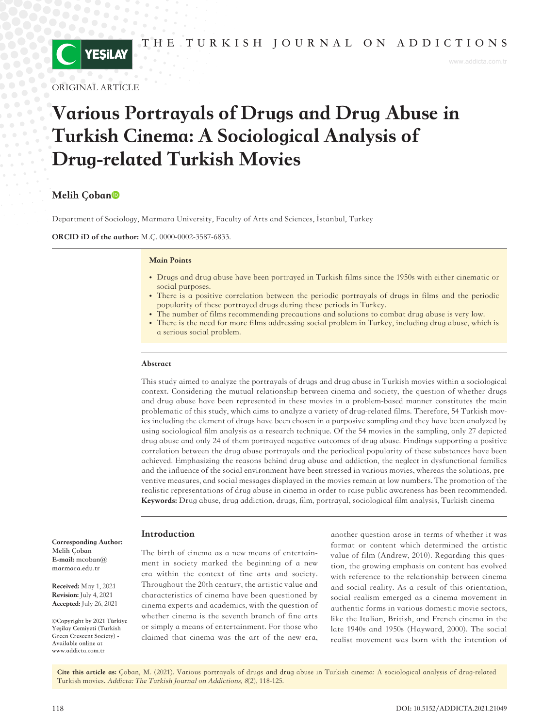ORIGINAL ARTICLE

# Various Portrayals of Drugs and Drug Abuse in Turkish Cinema: A Sociological Analysis of Drug-related Turkish Movies

**Melih Çoban**

Department of Sociology, Marmara University, Faculty of Arts and Sciences, İstanbul, Turkey

**ORCID iD of the author:** M.Ç. 0000-0002-3587-6833.

**Main Points**

- Drugs and drug abuse have been portrayed in Turkish films since the 1950s with either cinematic or social purposes.
- There is a positive correlation between the periodic portrayals of drugs in films and the periodic popularity of these portrayed drugs during these periods in Turkey.
- The number of films recommending precautions and solutions to combat drug abuse is very low.
- There is the need for more films addressing social problem in Turkey, including drug abuse, which is a serious social problem.

**Abstract**

This study aimed to analyze the portrayals of drugs and drug abuse in Turkish movies within a sociological context. Considering the mutual relationship between cinema and society, the question of whether drugs and drug abuse have been represented in these movies in a problem-based manner constitutes the main problematic of this study, which aims to analyze a variety of drug-related films. Therefore, 54 Turkish movies including the element of drugs have been chosen in a purposive sampling and they have been analyzed by using sociological film analysis as a research technique. Of the 54 movies in the sampling, only 27 depicted drug abuse and only 24 of them portrayed negative outcomes of drug abuse. Findings supporting a positive correlation between the drug abuse portrayals and the periodical popularity of these substances have been achieved. Emphasizing the reasons behind drug abuse and addiction, the neglect in dysfunctional families and the influence of the social environment have been stressed in various movies, whereas the solutions, preventive measures, and social messages displayed in the movies remain at low numbers. The promotion of the realistic representations of drug abuse in cinema in order to raise public awareness has been recommended.

**Keywords:** Drug abuse, drug addiction, drugs, film, portrayal, sociological film analysis, Turkish cinema

**Corresponding Author:** Melih Çoban
**E-mail:** mcoban@marmara.edu.tr

**Received:** May 1, 2021
**Revision:** July 4, 2021
**Accepted:** July 26, 2021

©Copyright by 2021 Türkiye Yeşilay Cemiyeti (Turkish Green Crescent Society) - Available online at www.addicta.com.tr

## Introduction

The birth of cinema as a new means of entertainment in society marked the beginning of a new era within the context of fine arts and society. Throughout the 20th century, the artistic value and characteristics of cinema have been questioned by cinema experts and academics, with the question of whether cinema is the seventh branch of fine arts or simply a means of entertainment. For those who claimed that cinema was the art of the new era, another question arose in terms of whether it was format or content which determined the artistic value of film (Andrew, 2010). Regarding this question, the growing emphasis on content has evolved with reference to the relationship between cinema and social reality. As a result of this orientation, social realism emerged as a cinema movement in authentic forms in various domestic movie sectors, like the Italian, British, and French cinema in the late 1940s and 1950s (Hayward, 2000). The social realist movement was born with the intention of

**Cite this article as:** Çoban, M. (2021). Various portrayals of drugs and drug abuse in Turkish cinema: A sociological analysis of drug-related Turkish movies. *Addicta: The Turkish Journal on Addictions, 8*(2), 118-125.

DOI: 10.5152/ADDICTA.2021.21049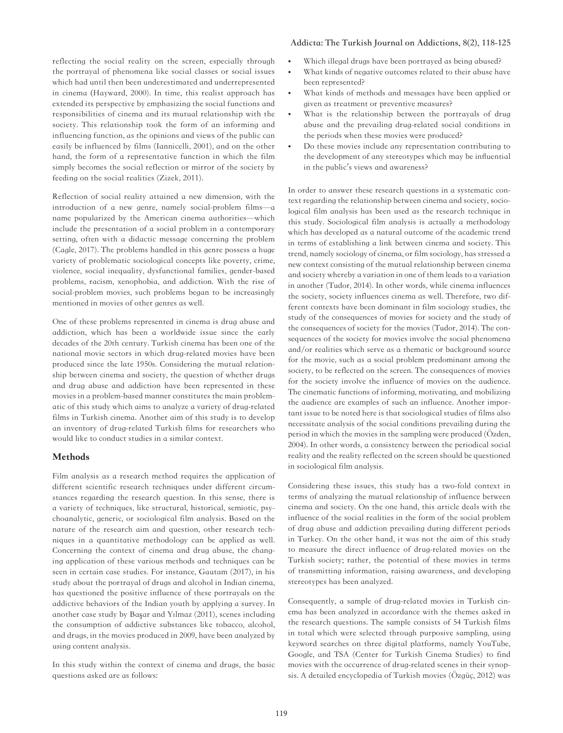reflecting the social reality on the screen, especially through the portrayal of phenomena like social classes or social issues which had until then been underestimated and underrepresented in cinema (Hayward, 2000). In time, this realist approach has extended its perspective by emphasizing the social functions and responsibilities of cinema and its mutual relationship with the society. This relationship took the form of an informing and influencing function, as the opinions and views of the public can easily be influenced by films (Iannicelli, 2001), and on the other hand, the form of a representative function in which the film simply becomes the social reflection or mirror of the society by feeding on the social realities (Zizek, 2011).

Reflection of social reality attained a new dimension, with the introduction of a new genre, namely social-problem films—a name popularized by the American cinema authorities—which include the presentation of a social problem in a contemporary setting, often with a didactic message concerning the problem (Cagle, 2017). The problems handled in this genre possess a huge variety of problematic sociological concepts like poverty, crime, violence, social inequality, dysfunctional families, gender-based problems, racism, xenophobia, and addiction. With the rise of social-problem movies, such problems began to be increasingly mentioned in movies of other genres as well.

One of these problems represented in cinema is drug abuse and addiction, which has been a worldwide issue since the early decades of the 20th century. Turkish cinema has been one of the national movie sectors in which drug-related movies have been produced since the late 1950s. Considering the mutual relationship between cinema and society, the question of whether drugs and drug abuse and addiction have been represented in these movies in a problem-based manner constitutes the main problematic of this study which aims to analyze a variety of drug-related films in Turkish cinema. Another aim of this study is to develop an inventory of drug-related Turkish films for researchers who would like to conduct studies in a similar context.

## Methods

Film analysis as a research method requires the application of different scientific research techniques under different circumstances regarding the research question. In this sense, there is a variety of techniques, like structural, historical, semiotic, psychoanalytic, generic, or sociological film analysis. Based on the nature of the research aim and question, other research techniques in a quantitative methodology can be applied as well. Concerning the context of cinema and drug abuse, the changing application of these various methods and techniques can be seen in certain case studies. For instance, Gautam (2017), in his study about the portrayal of drugs and alcohol in Indian cinema, has questioned the positive influence of these portrayals on the addictive behaviors of the Indian youth by applying a survey. In another case study by Başar and Yılmaz (2011), scenes including the consumption of addictive substances like tobacco, alcohol, and drugs, in the movies produced in 2009, have been analyzed by using content analysis.

In this study within the context of cinema and drugs, the basic questions asked are as follows:

- Which illegal drugs have been portrayed as being abused?
- What kinds of negative outcomes related to their abuse have been represented?
- What kinds of methods and messages have been applied or given as treatment or preventive measures?
- What is the relationship between the portrayals of drug abuse and the prevailing drug-related social conditions in the periods when these movies were produced?
- Do these movies include any representation contributing to the development of any stereotypes which may be influential in the public's views and awareness?

In order to answer these research questions in a systematic context regarding the relationship between cinema and society, sociological film analysis has been used as the research technique in this study. Sociological film analysis is actually a methodology which has developed as a natural outcome of the academic trend in terms of establishing a link between cinema and society. This trend, namely sociology of cinema, or film sociology, has stressed a new context consisting of the mutual relationship between cinema and society whereby a variation in one of them leads to a variation in another (Tudor, 2014). In other words, while cinema influences the society, society influences cinema as well. Therefore, two different contexts have been dominant in film sociology studies, the study of the consequences of movies for society and the study of the consequences of society for the movies (Tudor, 2014). The consequences of the society for movies involve the social phenomena and/or realities which serve as a thematic or background source for the movie, such as a social problem predominant among the society, to be reflected on the screen. The consequences of movies for the society involve the influence of movies on the audience. The cinematic functions of informing, motivating, and mobilizing the audience are examples of such an influence. Another important issue to be noted here is that sociological studies of films also necessitate analysis of the social conditions prevailing during the period in which the movies in the sampling were produced (Özden, 2004). In other words, a consistency between the periodical social reality and the reality reflected on the screen should be questioned in sociological film analysis.

Considering these issues, this study has a two-fold context in terms of analyzing the mutual relationship of influence between cinema and society. On the one hand, this article deals with the influence of the social realities in the form of the social problem of drug abuse and addiction prevailing during different periods in Turkey. On the other hand, it was not the aim of this study to measure the direct influence of drug-related movies on the Turkish society; rather, the potential of these movies in terms of transmitting information, raising awareness, and developing stereotypes has been analyzed.

Consequently, a sample of drug-related movies in Turkish cinema has been analyzed in accordance with the themes asked in the research questions. The sample consists of 54 Turkish films in total which were selected through purposive sampling, using keyword searches on three digital platforms, namely YouTube, Google, and TSA (Center for Turkish Cinema Studies) to find movies with the occurrence of drug-related scenes in their synopsis. A detailed encyclopedia of Turkish movies (Özgüç, 2012) was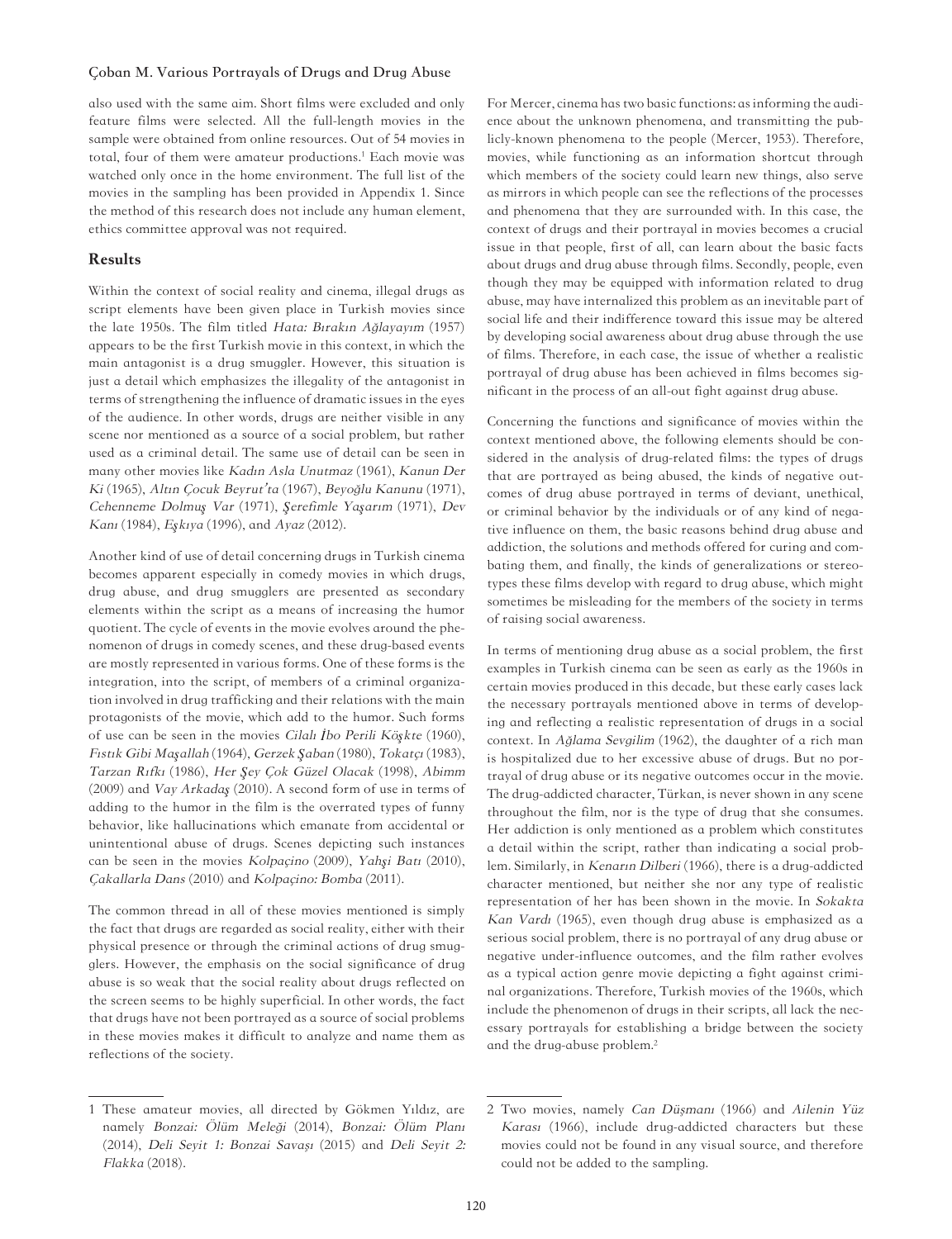also used with the same aim. Short films were excluded and only feature films were selected. All the full-length movies in the sample were obtained from online resources. Out of 54 movies in total, four of them were amateur productions.[1] Each movie was watched only once in the home environment. The full list of the movies in the sampling has been provided in Appendix 1. Since the method of this research does not include any human element, ethics committee approval was not required.

## Results

Within the context of social reality and cinema, illegal drugs as script elements have been given place in Turkish movies since the late 1950s. The film titled *Hata: Bırakın Ağlayayım* (1957) appears to be the first Turkish movie in this context, in which the main antagonist is a drug smuggler. However, this situation is just a detail which emphasizes the illegality of the antagonist in terms of strengthening the influence of dramatic issues in the eyes of the audience. In other words, drugs are neither visible in any scene nor mentioned as a source of a social problem, but rather used as a criminal detail. The same use of detail can be seen in many other movies like *Kadın Asla Unutmaz* (1961), *Kanun Der Ki* (1965), *Altın Çocuk Beyrut'ta* (1967), *Beyoğlu Kanunu* (1971), *Cehenneme Dolmuş Var* (1971), *Şerefimle Yaşarım* (1971), *Dev Kanı* (1984), *Eşkıya* (1996), and *Ayaz* (2012).

Another kind of use of detail concerning drugs in Turkish cinema becomes apparent especially in comedy movies in which drugs, drug abuse, and drug smugglers are presented as secondary elements within the script as a means of increasing the humor quotient. The cycle of events in the movie evolves around the phenomenon of drugs in comedy scenes, and these drug-based events are mostly represented in various forms. One of these forms is the integration, into the script, of members of a criminal organization involved in drug trafficking and their relations with the main protagonists of the movie, which add to the humor. Such forms of use can be seen in the movies *Cilalı İbo Perili Köşkte* (1960), *Fıstık Gibi Maşallah* (1964), *Gerzek Şaban* (1980), *Tokatçı* (1983), *Tarzan Rıfkı* (1986), *Her Şey Çok Güzel Olacak* (1998), *Abimm* (2009) and *Vay Arkadaş* (2010). A second form of use in terms of adding to the humor in the film is the overrated types of funny behavior, like hallucinations which emanate from accidental or unintentional abuse of drugs. Scenes depicting such instances can be seen in the movies *Kolpaçino* (2009), *Yahşi Batı* (2010), *Çakallarla Dans* (2010) and *Kolpaçino: Bomba* (2011).

The common thread in all of these movies mentioned is simply the fact that drugs are regarded as social reality, either with their physical presence or through the criminal actions of drug smugglers. However, the emphasis on the social significance of drug abuse is so weak that the social reality about drugs reflected on the screen seems to be highly superficial. In other words, the fact that drugs have not been portrayed as a source of social problems in these movies makes it difficult to analyze and name them as reflections of the society.

For Mercer, cinema has two basic functions: as informing the audience about the unknown phenomena, and transmitting the publicly-known phenomena to the people (Mercer, 1953). Therefore, movies, while functioning as an information shortcut through which members of the society could learn new things, also serve as mirrors in which people can see the reflections of the processes and phenomena that they are surrounded with. In this case, the context of drugs and their portrayal in movies becomes a crucial issue in that people, first of all, can learn about the basic facts about drugs and drug abuse through films. Secondly, people, even though they may be equipped with information related to drug abuse, may have internalized this problem as an inevitable part of social life and their indifference toward this issue may be altered by developing social awareness about drug abuse through the use of films. Therefore, in each case, the issue of whether a realistic portrayal of drug abuse has been achieved in films becomes significant in the process of an all-out fight against drug abuse.

Concerning the functions and significance of movies within the context mentioned above, the following elements should be considered in the analysis of drug-related films: the types of drugs that are portrayed as being abused, the kinds of negative outcomes of drug abuse portrayed in terms of deviant, unethical, or criminal behavior by the individuals or of any kind of negative influence on them, the basic reasons behind drug abuse and addiction, the solutions and methods offered for curing and combating them, and finally, the kinds of generalizations or stereotypes these films develop with regard to drug abuse, which might sometimes be misleading for the members of the society in terms of raising social awareness.

In terms of mentioning drug abuse as a social problem, the first examples in Turkish cinema can be seen as early as the 1960s in certain movies produced in this decade, but these early cases lack the necessary portrayals mentioned above in terms of developing and reflecting a realistic representation of drugs in a social context. In *Ağlama Sevgilim* (1962), the daughter of a rich man is hospitalized due to her excessive abuse of drugs. But no portrayal of drug abuse or its negative outcomes occur in the movie. The drug-addicted character, Türkan, is never shown in any scene throughout the film, nor is the type of drug that she consumes. Her addiction is only mentioned as a problem which constitutes a detail within the script, rather than indicating a social problem. Similarly, in *Kenarın Dilberi* (1966), there is a drug-addicted character mentioned, but neither she nor any type of realistic representation of her has been shown in the movie. In *Sokakta Kan Vardı* (1965), even though drug abuse is emphasized as a serious social problem, there is no portrayal of any drug abuse or negative under-influence outcomes, and the film rather evolves as a typical action genre movie depicting a fight against criminal organizations. Therefore, Turkish movies of the 1960s, which include the phenomenon of drugs in their scripts, all lack the necessary portrayals for establishing a bridge between the society and the drug-abuse problem.[2]

---

1 These amateur movies, all directed by Gökmen Yıldız, are namely *Bonzai: Ölüm Meleği* (2014), *Bonzai: Ölüm Planı* (2014), *Deli Seyit 1: Bonzai Savaşı* (2015) and *Deli Seyit 2: Flakka* (2018).

2 Two movies, namely *Can Düşmanı* (1966) and *Ailenin Yüz Karası* (1966), include drug-addicted characters but these movies could not be found in any visual source, and therefore could not be added to the sampling.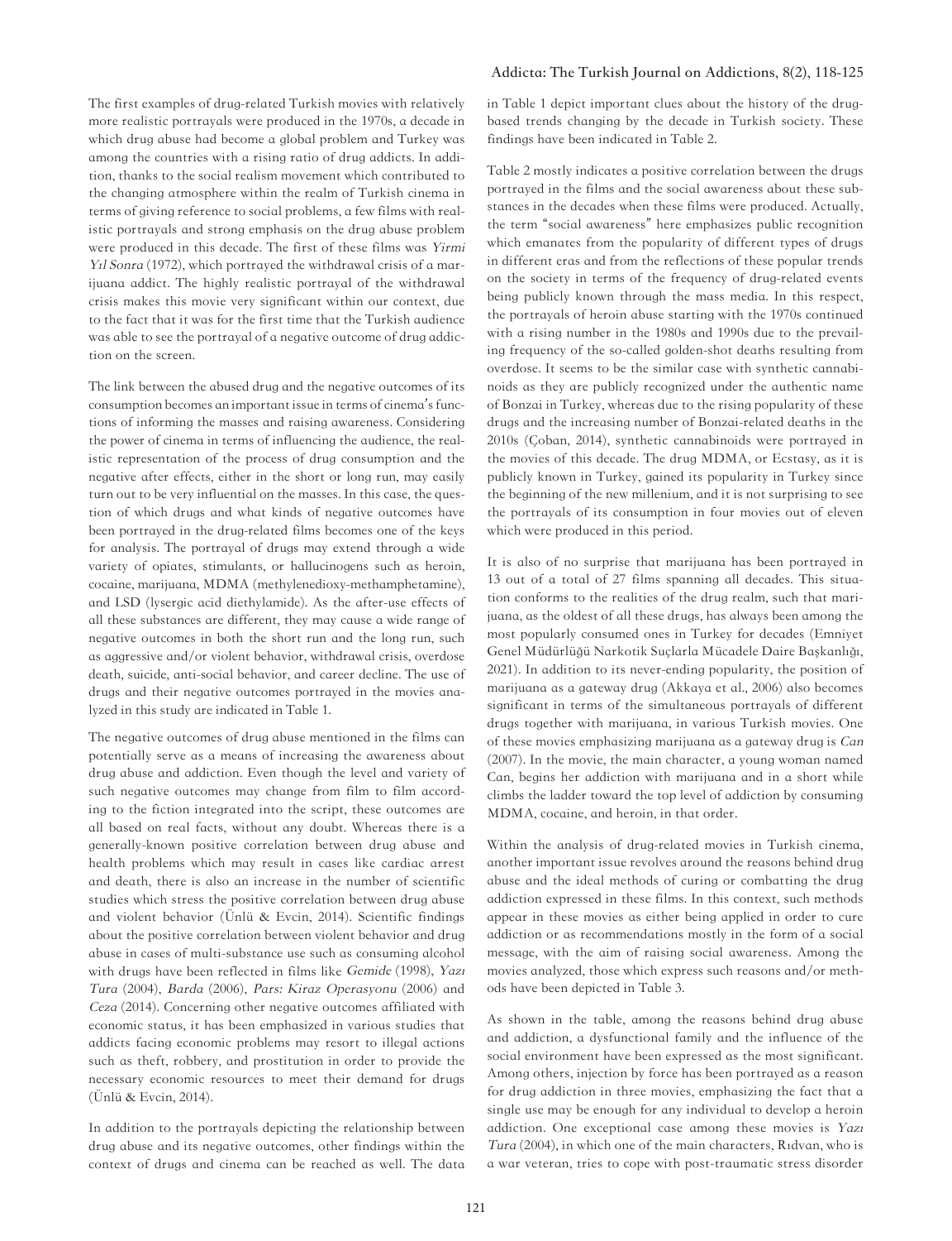The first examples of drug-related Turkish movies with relatively more realistic portrayals were produced in the 1970s, a decade in which drug abuse had become a global problem and Turkey was among the countries with a rising ratio of drug addicts. In addition, thanks to the social realism movement which contributed to the changing atmosphere within the realm of Turkish cinema in terms of giving reference to social problems, a few films with realistic portrayals and strong emphasis on the drug abuse problem were produced in this decade. The first of these films was *Yirmi Yıl Sonra* (1972), which portrayed the withdrawal crisis of a marijuana addict. The highly realistic portrayal of the withdrawal crisis makes this movie very significant within our context, due to the fact that it was for the first time that the Turkish audience was able to see the portrayal of a negative outcome of drug addiction on the screen.

The link between the abused drug and the negative outcomes of its consumption becomes an important issue in terms of cinema's functions of informing the masses and raising awareness. Considering the power of cinema in terms of influencing the audience, the realistic representation of the process of drug consumption and the negative after effects, either in the short or long run, may easily turn out to be very influential on the masses. In this case, the question of which drugs and what kinds of negative outcomes have been portrayed in the drug-related films becomes one of the keys for analysis. The portrayal of drugs may extend through a wide variety of opiates, stimulants, or hallucinogens such as heroin, cocaine, marijuana, MDMA (methylenedioxy-methamphetamine), and LSD (lysergic acid diethylamide). As the after-use effects of all these substances are different, they may cause a wide range of negative outcomes in both the short run and the long run, such as aggressive and/or violent behavior, withdrawal crisis, overdose death, suicide, anti-social behavior, and career decline. The use of drugs and their negative outcomes portrayed in the movies analyzed in this study are indicated in Table 1.

The negative outcomes of drug abuse mentioned in the films can potentially serve as a means of increasing the awareness about drug abuse and addiction. Even though the level and variety of such negative outcomes may change from film to film according to the fiction integrated into the script, these outcomes are all based on real facts, without any doubt. Whereas there is a generally-known positive correlation between drug abuse and health problems which may result in cases like cardiac arrest and death, there is also an increase in the number of scientific studies which stress the positive correlation between drug abuse and violent behavior (Ünlü & Evcin, 2014). Scientific findings about the positive correlation between violent behavior and drug abuse in cases of multi-substance use such as consuming alcohol with drugs have been reflected in films like *Gemide* (1998), *Yazı Tura* (2004), *Barda* (2006), *Pars: Kiraz Operasyonu* (2006) and *Ceza* (2014). Concerning other negative outcomes affiliated with economic status, it has been emphasized in various studies that addicts facing economic problems may resort to illegal actions such as theft, robbery, and prostitution in order to provide the necessary economic resources to meet their demand for drugs (Ünlü & Evcin, 2014).

In addition to the portrayals depicting the relationship between drug abuse and its negative outcomes, other findings within the context of drugs and cinema can be reached as well. The data in Table 1 depict important clues about the history of the drug-based trends changing by the decade in Turkish society. These findings have been indicated in Table 2.

Table 2 mostly indicates a positive correlation between the drugs portrayed in the films and the social awareness about these substances in the decades when these films were produced. Actually, the term "social awareness" here emphasizes public recognition which emanates from the popularity of different types of drugs in different eras and from the reflections of these popular trends on the society in terms of the frequency of drug-related events being publicly known through the mass media. In this respect, the portrayals of heroin abuse starting with the 1970s continued with a rising number in the 1980s and 1990s due to the prevailing frequency of the so-called golden-shot deaths resulting from overdose. It seems to be the similar case with synthetic cannabinoids as they are publicly recognized under the authentic name of Bonzai in Turkey, whereas due to the rising popularity of these drugs and the increasing number of Bonzai-related deaths in the 2010s (Çoban, 2014), synthetic cannabinoids were portrayed in the movies of this decade. The drug MDMA, or Ecstasy, as it is publicly known in Turkey, gained its popularity in Turkey since the beginning of the new millenium, and it is not surprising to see the portrayals of its consumption in four movies out of eleven which were produced in this period.

It is also of no surprise that marijuana has been portrayed in 13 out of a total of 27 films spanning all decades. This situation conforms to the realities of the drug realm, such that marijuana, as the oldest of all these drugs, has always been among the most popularly consumed ones in Turkey for decades (Emniyet Genel Müdürlüğü Narkotik Suçlarla Mücadele Daire Başkanlığı, 2021). In addition to its never-ending popularity, the position of marijuana as a gateway drug (Akkaya et al., 2006) also becomes significant in terms of the simultaneous portrayals of different drugs together with marijuana, in various Turkish movies. One of these movies emphasizing marijuana as a gateway drug is *Can* (2007). In the movie, the main character, a young woman named Can, begins her addiction with marijuana and in a short while climbs the ladder toward the top level of addiction by consuming MDMA, cocaine, and heroin, in that order.

Within the analysis of drug-related movies in Turkish cinema, another important issue revolves around the reasons behind drug abuse and the ideal methods of curing or combatting the drug addiction expressed in these films. In this context, such methods appear in these movies as either being applied in order to cure addiction or as recommendations mostly in the form of a social message, with the aim of raising social awareness. Among the movies analyzed, those which express such reasons and/or methods have been depicted in Table 3.

As shown in the table, among the reasons behind drug abuse and addiction, a dysfunctional family and the influence of the social environment have been expressed as the most significant. Among others, injection by force has been portrayed as a reason for drug addiction in three movies, emphasizing the fact that a single use may be enough for any individual to develop a heroin addiction. One exceptional case among these movies is *Yazı Tura* (2004), in which one of the main characters, Rıdvan, who is a war veteran, tries to cope with post-traumatic stress disorder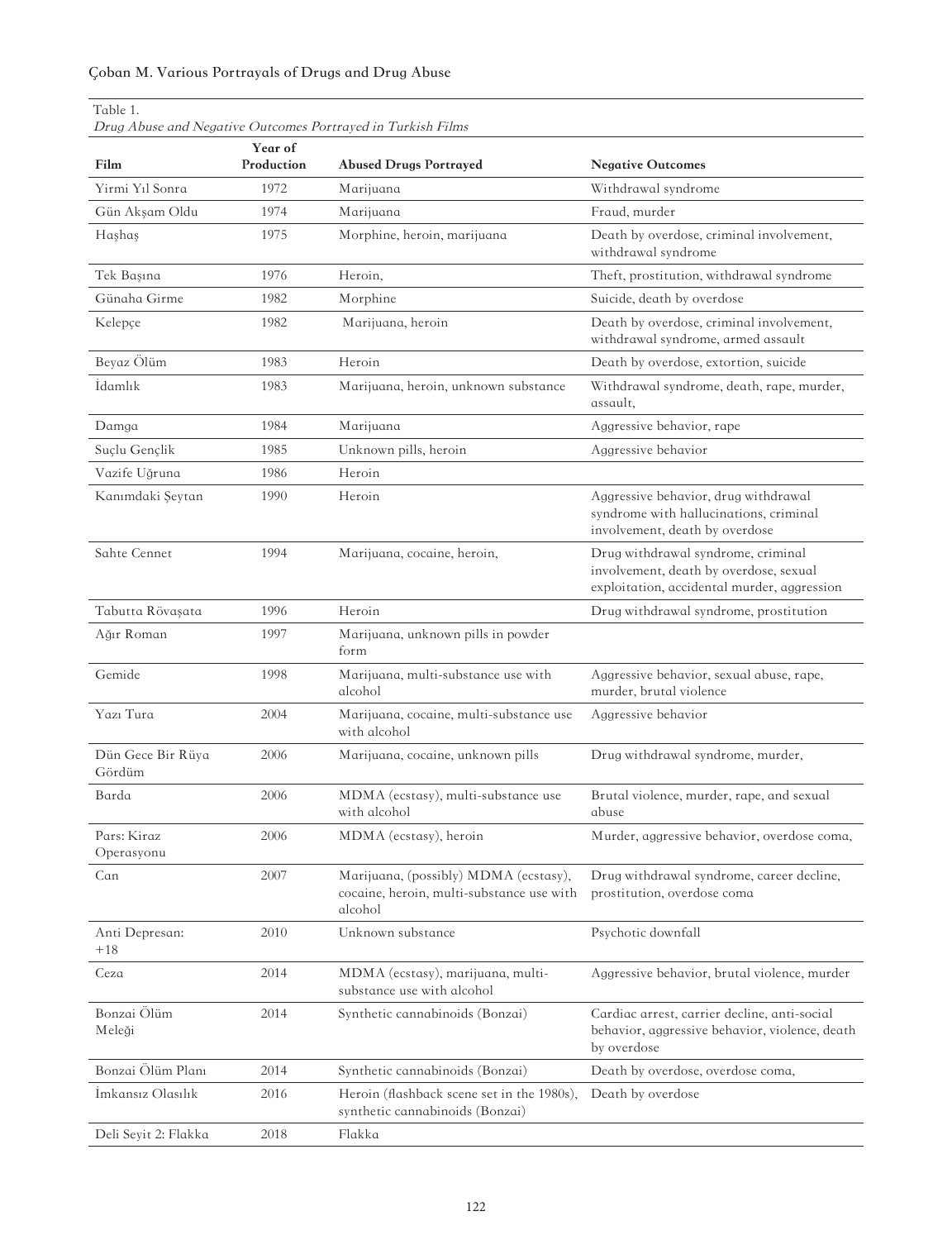Table 1.

*Drug Abuse and Negative Outcomes Portrayed in Turkish Films*

| Film | Year of Production | Abused Drugs Portrayed | Negative Outcomes |
|---|---|---|---|
| Yirmi Yıl Sonra | 1972 | Marijuana | Withdrawal syndrome |
| Gün Akşam Oldu | 1974 | Marijuana | Fraud, murder |
| Haşhaş | 1975 | Morphine, heroin, marijuana | Death by overdose, criminal involvement, withdrawal syndrome |
| Tek Başına | 1976 | Heroin, | Theft, prostitution, withdrawal syndrome |
| Günaha Girme | 1982 | Morphine | Suicide, death by overdose |
| Kelepçe | 1982 | Marijuana, heroin | Death by overdose, criminal involvement, withdrawal syndrome, armed assault |
| Beyaz Ölüm | 1983 | Heroin | Death by overdose, extortion, suicide |
| İdamlık | 1983 | Marijuana, heroin, unknown substance | Withdrawal syndrome, death, rape, murder, assault, |
| Damga | 1984 | Marijuana | Aggressive behavior, rape |
| Suçlu Gençlik | 1985 | Unknown pills, heroin | Aggressive behavior |
| Vazife Uğruna | 1986 | Heroin | |
| Kanımdaki Şeytan | 1990 | Heroin | Aggressive behavior, drug withdrawal syndrome with hallucinations, criminal involvement, death by overdose |
| Sahte Cennet | 1994 | Marijuana, cocaine, heroin, | Drug withdrawal syndrome, criminal involvement, death by overdose, sexual exploitation, accidental murder, aggression |
| Tabutta Rövaşata | 1996 | Heroin | Drug withdrawal syndrome, prostitution |
| Ağır Roman | 1997 | Marijuana, unknown pills in powder form | |
| Gemide | 1998 | Marijuana, multi-substance use with alcohol | Aggressive behavior, sexual abuse, rape, murder, brutal violence |
| Yazı Tura | 2004 | Marijuana, cocaine, multi-substance use with alcohol | Aggressive behavior |
| Dün Gece Bir Rüya Gördüm | 2006 | Marijuana, cocaine, unknown pills | Drug withdrawal syndrome, murder, |
| Barda | 2006 | MDMA (ecstasy), multi-substance use with alcohol | Brutal violence, murder, rape, and sexual abuse |
| Pars: Kiraz Operasyonu | 2006 | MDMA (ecstasy), heroin | Murder, aggressive behavior, overdose coma, |
| Can | 2007 | Marijuana, (possibly) MDMA (ecstasy), cocaine, heroin, multi-substance use with alcohol | Drug withdrawal syndrome, career decline, prostitution, overdose coma |
| Anti Depresan: +18 | 2010 | Unknown substance | Psychotic downfall |
| Ceza | 2014 | MDMA (ecstasy), marijuana, multi-substance use with alcohol | Aggressive behavior, brutal violence, murder |
| Bonzai Ölüm Meleği | 2014 | Synthetic cannabinoids (Bonzai) | Cardiac arrest, carrier decline, anti-social behavior, aggressive behavior, violence, death by overdose |
| Bonzai Ölüm Planı | 2014 | Synthetic cannabinoids (Bonzai) | Death by overdose, overdose coma, |
| İmkansız Olasılık | 2016 | Heroin (flashback scene set in the 1980s), synthetic cannabinoids (Bonzai) | Death by overdose |
| Deli Seyit 2: Flakka | 2018 | Flakka | |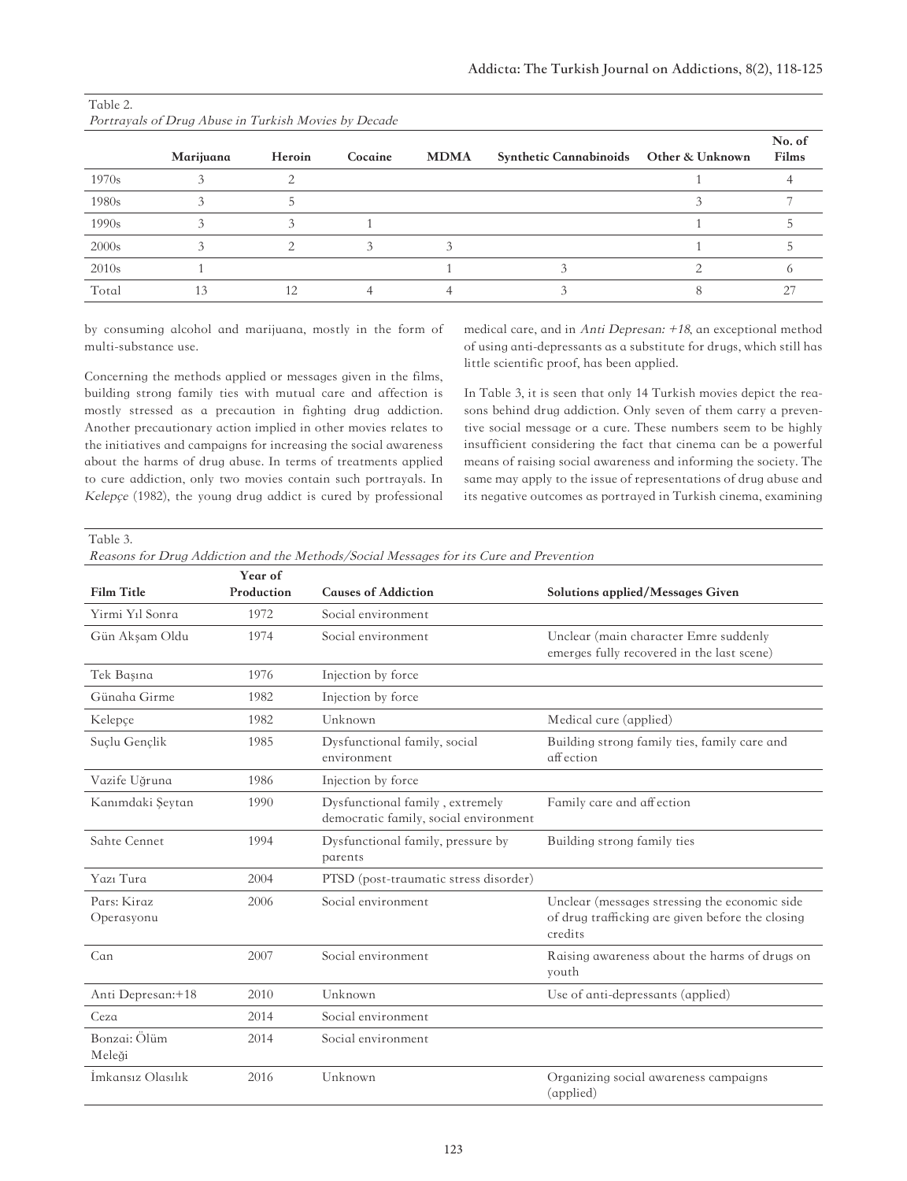Table 2.
*Portrayals of Drug Abuse in Turkish Movies by Decade*

| | Marijuana | Heroin | Cocaine | MDMA | Synthetic Cannabinoids | Other & Unknown | No. of Films |
|---|---|---|---|---|---|---|---|
| 1970s | 3 | 2 | | | | 1 | 4 |
| 1980s | 3 | 5 | | | | 3 | 7 |
| 1990s | 3 | 3 | 1 | | | 1 | 5 |
| 2000s | 3 | 2 | 3 | 3 | | 1 | 5 |
| 2010s | 1 | | | 1 | 3 | 2 | 6 |
| Total | 13 | 12 | 4 | 4 | 3 | 8 | 27 |

by consuming alcohol and marijuana, mostly in the form of multi-substance use.

Concerning the methods applied or messages given in the films, building strong family ties with mutual care and affection is mostly stressed as a precaution in fighting drug addiction. Another precautionary action implied in other movies relates to the initiatives and campaigns for increasing the social awareness about the harms of drug abuse. In terms of treatments applied to cure addiction, only two movies contain such portrayals. In *Kelepçe* (1982), the young drug addict is cured by professional medical care, and in *Anti Depresan: +18*, an exceptional method of using anti-depressants as a substitute for drugs, which still has little scientific proof, has been applied.

In Table 3, it is seen that only 14 Turkish movies depict the reasons behind drug addiction. Only seven of them carry a preventive social message or a cure. These numbers seem to be highly insufficient considering the fact that cinema can be a powerful means of raising social awareness and informing the society. The same may apply to the issue of representations of drug abuse and its negative outcomes as portrayed in Turkish cinema, examining

Table 3.
*Reasons for Drug Addiction and the Methods/Social Messages for its Cure and Prevention*

| Film Title | Year of Production | Causes of Addiction | Solutions applied/Messages Given |
|---|---|---|---|
| Yirmi Yıl Sonra | 1972 | Social environment | |
| Gün Akşam Oldu | 1974 | Social environment | Unclear (main character Emre suddenly emerges fully recovered in the last scene) |
| Tek Başına | 1976 | Injection by force | |
| Günaha Girme | 1982 | Injection by force | |
| Kelepçe | 1982 | Unknown | Medical cure (applied) |
| Suçlu Gençlik | 1985 | Dysfunctional family, social environment | Building strong family ties, family care and affection |
| Vazife Uğruna | 1986 | Injection by force | |
| Kanımdaki Şeytan | 1990 | Dysfunctional family , extremely democratic family, social environment | Family care and affection |
| Sahte Cennet | 1994 | Dysfunctional family, pressure by parents | Building strong family ties |
| Yazı Tura | 2004 | PTSD (post-traumatic stress disorder) | |
| Pars: Kiraz Operasyonu | 2006 | Social environment | Unclear (messages stressing the economic side of drug trafficking are given before the closing credits |
| Can | 2007 | Social environment | Raising awareness about the harms of drugs on youth |
| Anti Depresan:+18 | 2010 | Unknown | Use of anti-depressants (applied) |
| Ceza | 2014 | Social environment | |
| Bonzai: Ölüm Meleği | 2014 | Social environment | |
| İmkansız Olasılık | 2016 | Unknown | Organizing social awareness campaigns (applied) |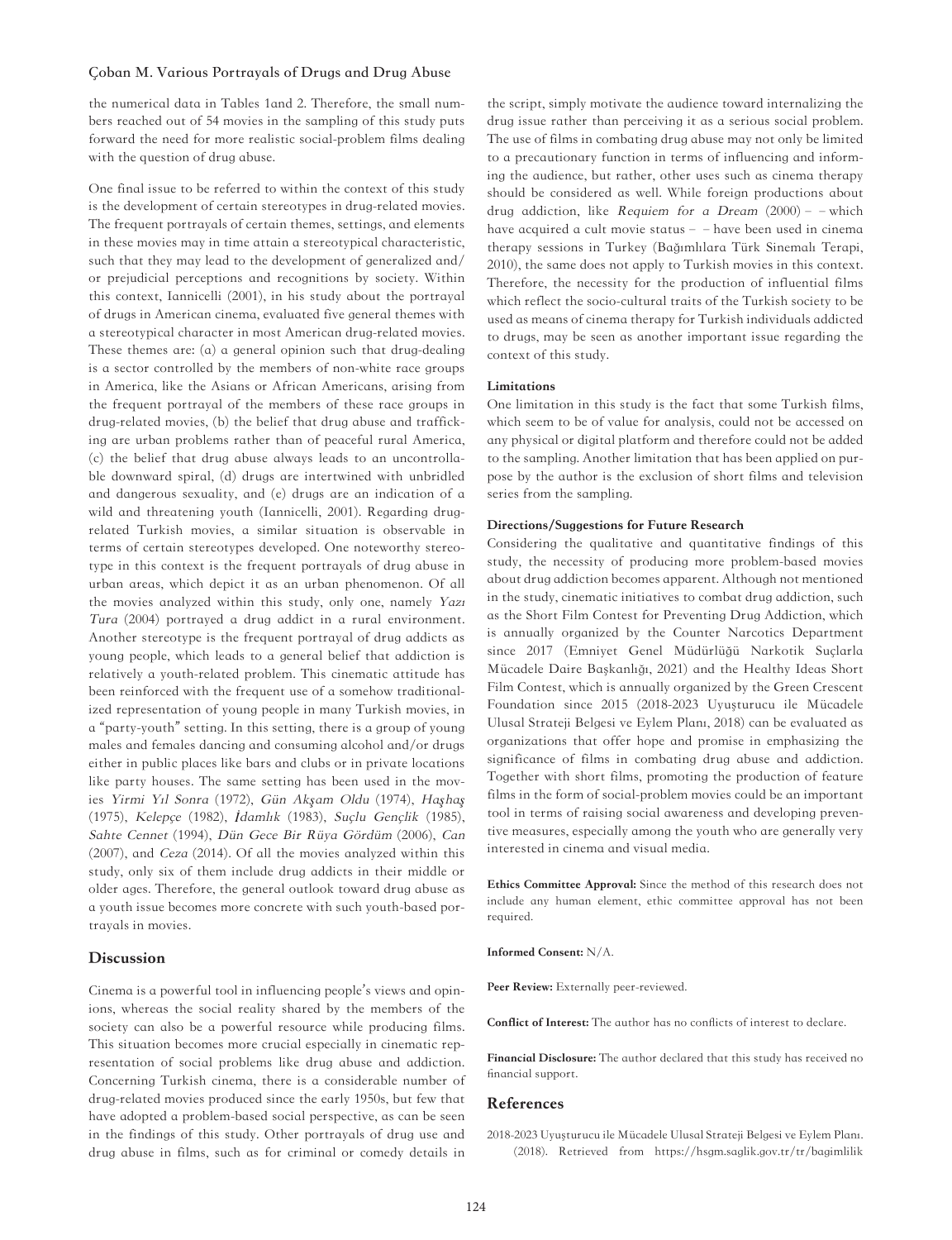the numerical data in Tables 1and 2. Therefore, the small numbers reached out of 54 movies in the sampling of this study puts forward the need for more realistic social-problem films dealing with the question of drug abuse.

One final issue to be referred to within the context of this study is the development of certain stereotypes in drug-related movies. The frequent portrayals of certain themes, settings, and elements in these movies may in time attain a stereotypical characteristic, such that they may lead to the development of generalized and/or prejudicial perceptions and recognitions by society. Within this context, Iannicelli (2001), in his study about the portrayal of drugs in American cinema, evaluated five general themes with a stereotypical character in most American drug-related movies. These themes are: (a) a general opinion such that drug-dealing is a sector controlled by the members of non-white race groups in America, like the Asians or African Americans, arising from the frequent portrayal of the members of these race groups in drug-related movies, (b) the belief that drug abuse and trafficking are urban problems rather than of peaceful rural America, (c) the belief that drug abuse always leads to an uncontrollable downward spiral, (d) drugs are intertwined with unbridled and dangerous sexuality, and (e) drugs are an indication of a wild and threatening youth (Iannicelli, 2001). Regarding drug-related Turkish movies, a similar situation is observable in terms of certain stereotypes developed. One noteworthy stereotype in this context is the frequent portrayals of drug abuse in urban areas, which depict it as an urban phenomenon. Of all the movies analyzed within this study, only one, namely *Yazı Tura* (2004) portrayed a drug addict in a rural environment. Another stereotype is the frequent portrayal of drug addicts as young people, which leads to a general belief that addiction is relatively a youth-related problem. This cinematic attitude has been reinforced with the frequent use of a somehow traditionalized representation of young people in many Turkish movies, in a "party-youth" setting. In this setting, there is a group of young males and females dancing and consuming alcohol and/or drugs either in public places like bars and clubs or in private locations like party houses. The same setting has been used in the movies *Yirmi Yıl Sonra* (1972), *Gün Akşam Oldu* (1974), *Haşhaş* (1975), *Kelepçe* (1982), *İdamlık* (1983), *Suçlu Gençlik* (1985), *Sahte Cennet* (1994), *Dün Gece Bir Rüya Gördüm* (2006), *Can* (2007), and *Ceza* (2014). Of all the movies analyzed within this study, only six of them include drug addicts in their middle or older ages. Therefore, the general outlook toward drug abuse as a youth issue becomes more concrete with such youth-based portrayals in movies.

## Discussion

Cinema is a powerful tool in influencing people's views and opinions, whereas the social reality shared by the members of the society can also be a powerful resource while producing films. This situation becomes more crucial especially in cinematic representation of social problems like drug abuse and addiction. Concerning Turkish cinema, there is a considerable number of drug-related movies produced since the early 1950s, but few that have adopted a problem-based social perspective, as can be seen in the findings of this study. Other portrayals of drug use and drug abuse in films, such as for criminal or comedy details in the script, simply motivate the audience toward internalizing the drug issue rather than perceiving it as a serious social problem. The use of films in combating drug abuse may not only be limited to a precautionary function in terms of influencing and informing the audience, but rather, other uses such as cinema therapy should be considered as well. While foreign productions about drug addiction, like *Requiem for a Dream* (2000) – – which have acquired a cult movie status – – have been used in cinema therapy sessions in Turkey (Bağımlılara Türk Sinemalı Terapi, 2010), the same does not apply to Turkish movies in this context. Therefore, the necessity for the production of influential films which reflect the socio-cultural traits of the Turkish society to be used as means of cinema therapy for Turkish individuals addicted to drugs, may be seen as another important issue regarding the context of this study.

### Limitations

One limitation in this study is the fact that some Turkish films, which seem to be of value for analysis, could not be accessed on any physical or digital platform and therefore could not be added to the sampling. Another limitation that has been applied on purpose by the author is the exclusion of short films and television series from the sampling.

### Directions/Suggestions for Future Research

Considering the qualitative and quantitative findings of this study, the necessity of producing more problem-based movies about drug addiction becomes apparent. Although not mentioned in the study, cinematic initiatives to combat drug addiction, such as the Short Film Contest for Preventing Drug Addiction, which is annually organized by the Counter Narcotics Department since 2017 (Emniyet Genel Müdürlüğü Narkotik Suçlarla Mücadele Daire Başkanlığı, 2021) and the Healthy Ideas Short Film Contest, which is annually organized by the Green Crescent Foundation since 2015 (2018-2023 Uyuşturucu ile Mücadele Ulusal Strateji Belgesi ve Eylem Planı, 2018) can be evaluated as organizations that offer hope and promise in emphasizing the significance of films in combating drug abuse and addiction. Together with short films, promoting the production of feature films in the form of social-problem movies could be an important tool in terms of raising social awareness and developing preventive measures, especially among the youth who are generally very interested in cinema and visual media.

**Ethics Committee Approval:** Since the method of this research does not include any human element, ethic committee approval has not been required.

**Informed Consent:** N/A.

**Peer Review:** Externally peer-reviewed.

**Conflict of Interest:** The author has no conflicts of interest to declare.

**Financial Disclosure:** The author declared that this study has received no financial support.

## References

2018-2023 Uyuşturucu ile Mücadele Ulusal Strateji Belgesi ve Eylem Planı. (2018). Retrieved from https://hsgm.saglik.gov.tr/tr/bagimlilik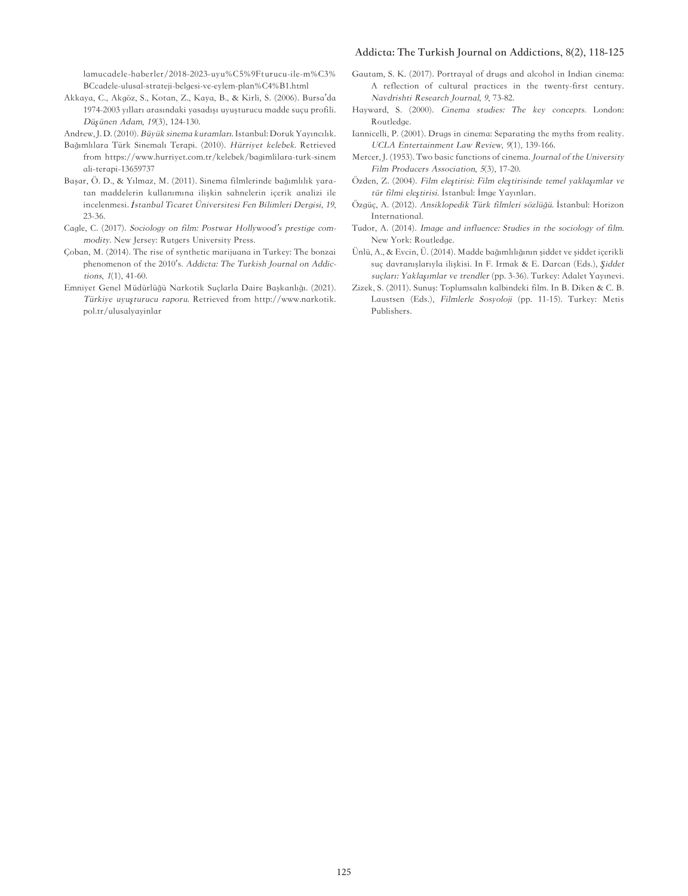lamucadele-haberler/2018-2023-uyu%C5%9Fturucu-ile-m%C3%BCcadele-ulusal-strateji-belgesi-ve-eylem-plan%C4%B1.html

Akkaya, C., Akgöz, S., Kotan, Z., Kaya, B., & Kirli, S. (2006). Bursa'da 1974-2003 yılları arasındaki yasadışı uyuşturucu madde suçu profili. *Düşünen Adam*, *19*(3), 124-130.

Andrew, J. D. (2010). *Büyük sinema kuramları*. Istanbul: Doruk Yayıncılık.

Bağımlılara Türk Sinemalı Terapi. (2010). *Hürriyet kelebek*. Retrieved from https://www.hurriyet.com.tr/kelebek/bagimlilara-turk-sinemali-terapi-13659737

Başar, Ö. D., & Yılmaz, M. (2011). Sinema filmlerinde bağımlılık yaratan maddelerin kullanımına ilişkin sahnelerin içerik analizi ile incelenmesi. *İstanbul Ticaret Üniversitesi Fen Bilimleri Dergisi*, *19*, 23-36.

Cagle, C. (2017). *Sociology on film: Postwar Hollywood's prestige commodity*. New Jersey: Rutgers University Press.

Çoban, M. (2014). The rise of synthetic marijuana in Turkey: The bonzai phenomenon of the 2010's. *Addicta: The Turkish Journal on Addictions*, *1*(1), 41-60.

Emniyet Genel Müdürlüğü Narkotik Suçlarla Daire Başkanlığı. (2021). *Türkiye uyuşturucu raporu*. Retrieved from http://www.narkotik.pol.tr/ulusalyayinlar

Gautam, S. K. (2017). Portrayal of drugs and alcohol in Indian cinema: A reflection of cultural practices in the twenty-first century. *Navdrishti Research Journal*, *9*, 73-82.

Hayward, S. (2000). *Cinema studies: The key concepts*. London: Routledge.

Iannicelli, P. (2001). Drugs in cinema: Separating the myths from reality. *UCLA Entertainment Law Review*, *9*(1), 139-166.

Mercer, J. (1953). Two basic functions of cinema. *Journal of the University Film Producers Association*, *5*(3), 17-20.

Özden, Z. (2004). *Film eleştirisi: Film eleştirisinde temel yaklaşımlar ve tür filmi eleştirisi*. İstanbul: İmge Yayınları.

Özgüç, A. (2012). *Ansiklopedik Türk filmleri sözlüğü*. İstanbul: Horizon International.

Tudor, A. (2014). *Image and influence: Studies in the sociology of film*. New York: Routledge.

Ünlü, A., & Evcin, Ü. (2014). Madde bağımlılığının şiddet ve şiddet içerikli suç davranışlarıyla ilişkisi. In F. Irmak & E. Darcan (Eds.), *Şiddet suçları: Yaklaşımlar ve trendler* (pp. 3-36). Turkey: Adalet Yayınevi.

Zizek, S. (2011). Sunuş: Toplumsalın kalbindeki film. In B. Diken & C. B. Laustsen (Eds.), *Filmlerle Sosyoloji* (pp. 11-15). Turkey: Metis Publishers.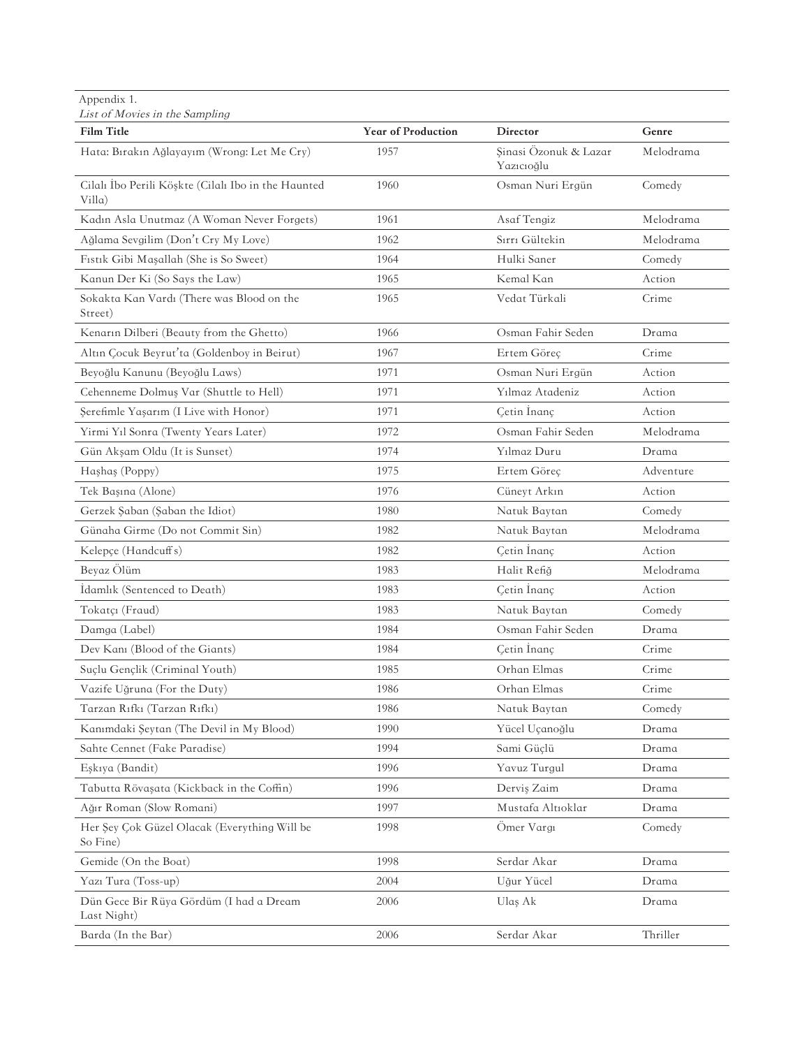Appendix 1.

*List of Movies in the Sampling*

| Film Title | Year of Production | Director | Genre |
|---|---|---|---|
| Hata: Bırakın Ağlayayım (Wrong: Let Me Cry) | 1957 | Şinasi Özonuk & Lazar Yazıcıoğlu | Melodrama |
| Cilalı İbo Perili Köşkte (Cilalı Ibo in the Haunted Villa) | 1960 | Osman Nuri Ergün | Comedy |
| Kadın Asla Unutmaz (A Woman Never Forgets) | 1961 | Asaf Tengiz | Melodrama |
| Ağlama Sevgilim (Don't Cry My Love) | 1962 | Sırrı Gültekin | Melodrama |
| Fıstık Gibi Maşallah (She is So Sweet) | 1964 | Hulki Saner | Comedy |
| Kanun Der Ki (So Says the Law) | 1965 | Kemal Kan | Action |
| Sokakta Kan Vardı (There was Blood on the Street) | 1965 | Vedat Türkali | Crime |
| Kenarın Dilberi (Beauty from the Ghetto) | 1966 | Osman Fahir Seden | Drama |
| Altın Çocuk Beyrut'ta (Goldenboy in Beirut) | 1967 | Ertem Göreç | Crime |
| Beyoğlu Kanunu (Beyoğlu Laws) | 1971 | Osman Nuri Ergün | Action |
| Cehenneme Dolmuş Var (Shuttle to Hell) | 1971 | Yılmaz Atadeniz | Action |
| Şerefimle Yaşarım (I Live with Honor) | 1971 | Çetin İnanç | Action |
| Yirmi Yıl Sonra (Twenty Years Later) | 1972 | Osman Fahir Seden | Melodrama |
| Gün Akşam Oldu (It is Sunset) | 1974 | Yılmaz Duru | Drama |
| Haşhaş (Poppy) | 1975 | Ertem Göreç | Adventure |
| Tek Başına (Alone) | 1976 | Cüneyt Arkın | Action |
| Gerzek Şaban (Şaban the Idiot) | 1980 | Natuk Baytan | Comedy |
| Günaha Girme (Do not Commit Sin) | 1982 | Natuk Baytan | Melodrama |
| Kelepçe (Handcuffs) | 1982 | Çetin İnanç | Action |
| Beyaz Ölüm | 1983 | Halit Refiğ | Melodrama |
| İdamlık (Sentenced to Death) | 1983 | Çetin İnanç | Action |
| Tokatçı (Fraud) | 1983 | Natuk Baytan | Comedy |
| Damga (Label) | 1984 | Osman Fahir Seden | Drama |
| Dev Kanı (Blood of the Giants) | 1984 | Çetin İnanç | Crime |
| Suçlu Gençlik (Criminal Youth) | 1985 | Orhan Elmas | Crime |
| Vazife Uğruna (For the Duty) | 1986 | Orhan Elmas | Crime |
| Tarzan Rıfkı (Tarzan Rıfkı) | 1986 | Natuk Baytan | Comedy |
| Kanımdaki Şeytan (The Devil in My Blood) | 1990 | Yücel Uçanoğlu | Drama |
| Sahte Cennet (Fake Paradise) | 1994 | Sami Güçlü | Drama |
| Eşkıya (Bandit) | 1996 | Yavuz Turgul | Drama |
| Tabutta Rövaşata (Kickback in the Coffin) | 1996 | Derviş Zaim | Drama |
| Ağır Roman (Slow Romani) | 1997 | Mustafa Altıoklar | Drama |
| Her Şey Çok Güzel Olacak (Everything Will be So Fine) | 1998 | Ömer Vargı | Comedy |
| Gemide (On the Boat) | 1998 | Serdar Akar | Drama |
| Yazı Tura (Toss-up) | 2004 | Uğur Yücel | Drama |
| Dün Gece Bir Rüya Gördüm (I had a Dream Last Night) | 2006 | Ulaş Ak | Drama |
| Barda (In the Bar) | 2006 | Serdar Akar | Thriller |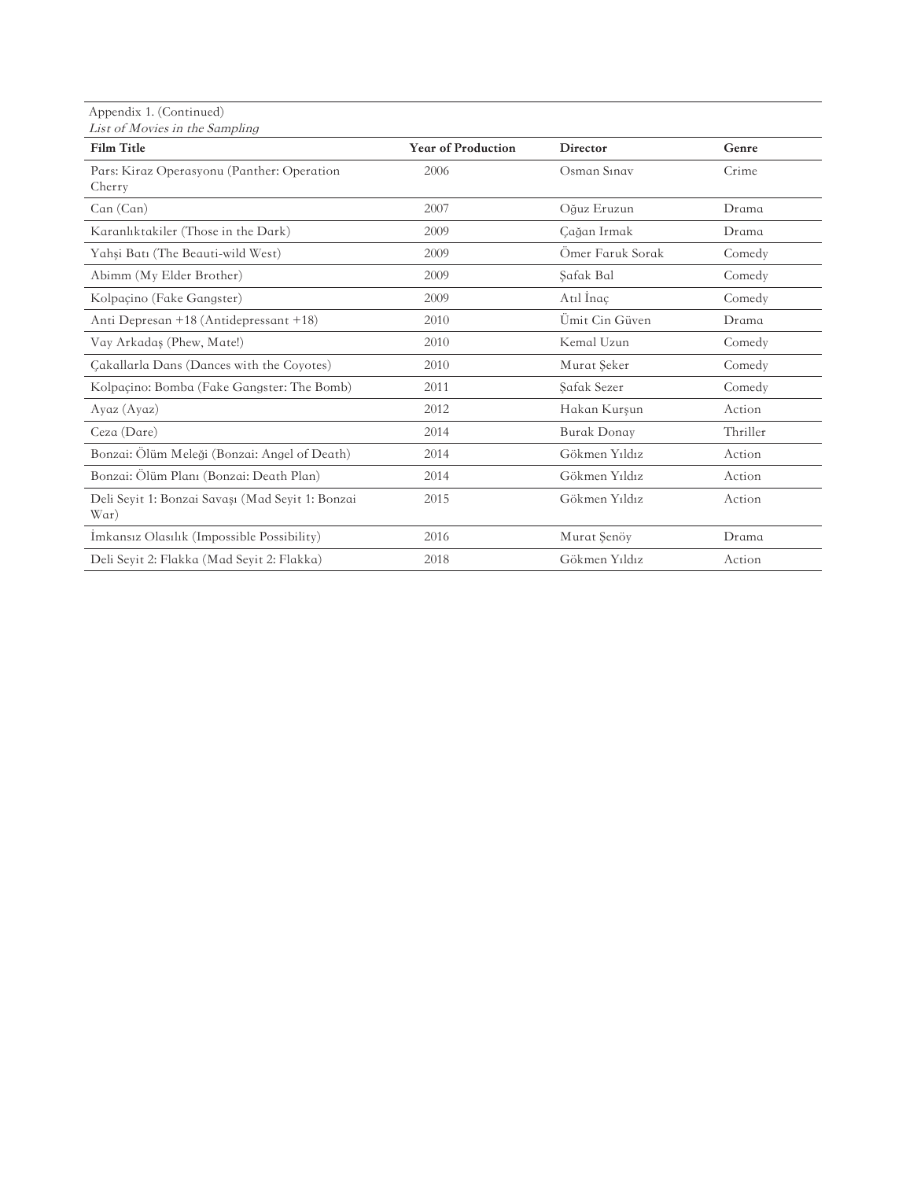Appendix 1. (Continued)
*List of Movies in the Sampling*

| Film Title | Year of Production | Director | Genre |
|---|---|---|---|
| Pars: Kiraz Operasyonu (Panther: Operation Cherry | 2006 | Osman Sınav | Crime |
| Can (Can) | 2007 | Oğuz Eruzun | Drama |
| Karanlıktakiler (Those in the Dark) | 2009 | Çağan Irmak | Drama |
| Yahşi Batı (The Beauti-wild West) | 2009 | Ömer Faruk Sorak | Comedy |
| Abimm (My Elder Brother) | 2009 | Şafak Bal | Comedy |
| Kolpaçino (Fake Gangster) | 2009 | Atıl İnaç | Comedy |
| Anti Depresan +18 (Antidepressant +18) | 2010 | Ümit Cin Güven | Drama |
| Vay Arkadaş (Phew, Mate!) | 2010 | Kemal Uzun | Comedy |
| Çakallarla Dans (Dances with the Coyotes) | 2010 | Murat Şeker | Comedy |
| Kolpaçino: Bomba (Fake Gangster: The Bomb) | 2011 | Şafak Sezer | Comedy |
| Ayaz (Ayaz) | 2012 | Hakan Kurşun | Action |
| Ceza (Dare) | 2014 | Burak Donay | Thriller |
| Bonzai: Ölüm Meleği (Bonzai: Angel of Death) | 2014 | Gökmen Yıldız | Action |
| Bonzai: Ölüm Planı (Bonzai: Death Plan) | 2014 | Gökmen Yıldız | Action |
| Deli Seyit 1: Bonzai Savaşı (Mad Seyit 1: Bonzai War) | 2015 | Gökmen Yıldız | Action |
| İmkansız Olasılık (Impossible Possibility) | 2016 | Murat Şenöy | Drama |
| Deli Seyit 2: Flakka (Mad Seyit 2: Flakka) | 2018 | Gökmen Yıldız | Action |